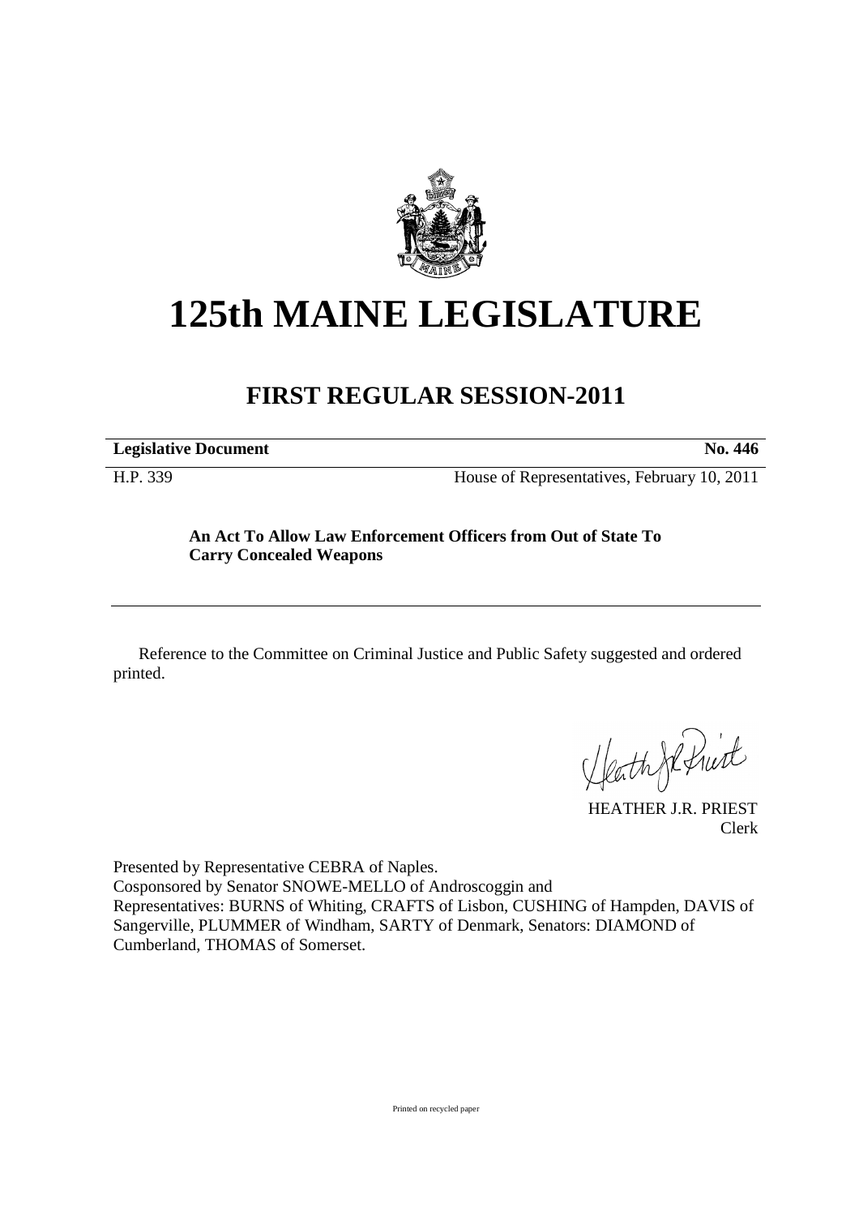# 125th MAINE LEGISLATURE

## FIRST REGULAR SESSION-2011

**Legislative Document** **No. 446**

H.P. 339 House of Representatives, February 10, 2011

**An Act To Allow Law Enforcement Officers from Out of State To Carry Concealed Weapons**

Reference to the Committee on Criminal Justice and Public Safety suggested and ordered printed.

HEATHER J.R. PRIEST
Clerk

Presented by Representative CEBRA of Naples.
Cosponsored by Senator SNOWE-MELLO of Androscoggin and
Representatives: BURNS of Whiting, CRAFTS of Lisbon, CUSHING of Hampden, DAVIS of Sangerville, PLUMMER of Windham, SARTY of Denmark, Senators: DIAMOND of Cumberland, THOMAS of Somerset.

Printed on recycled paper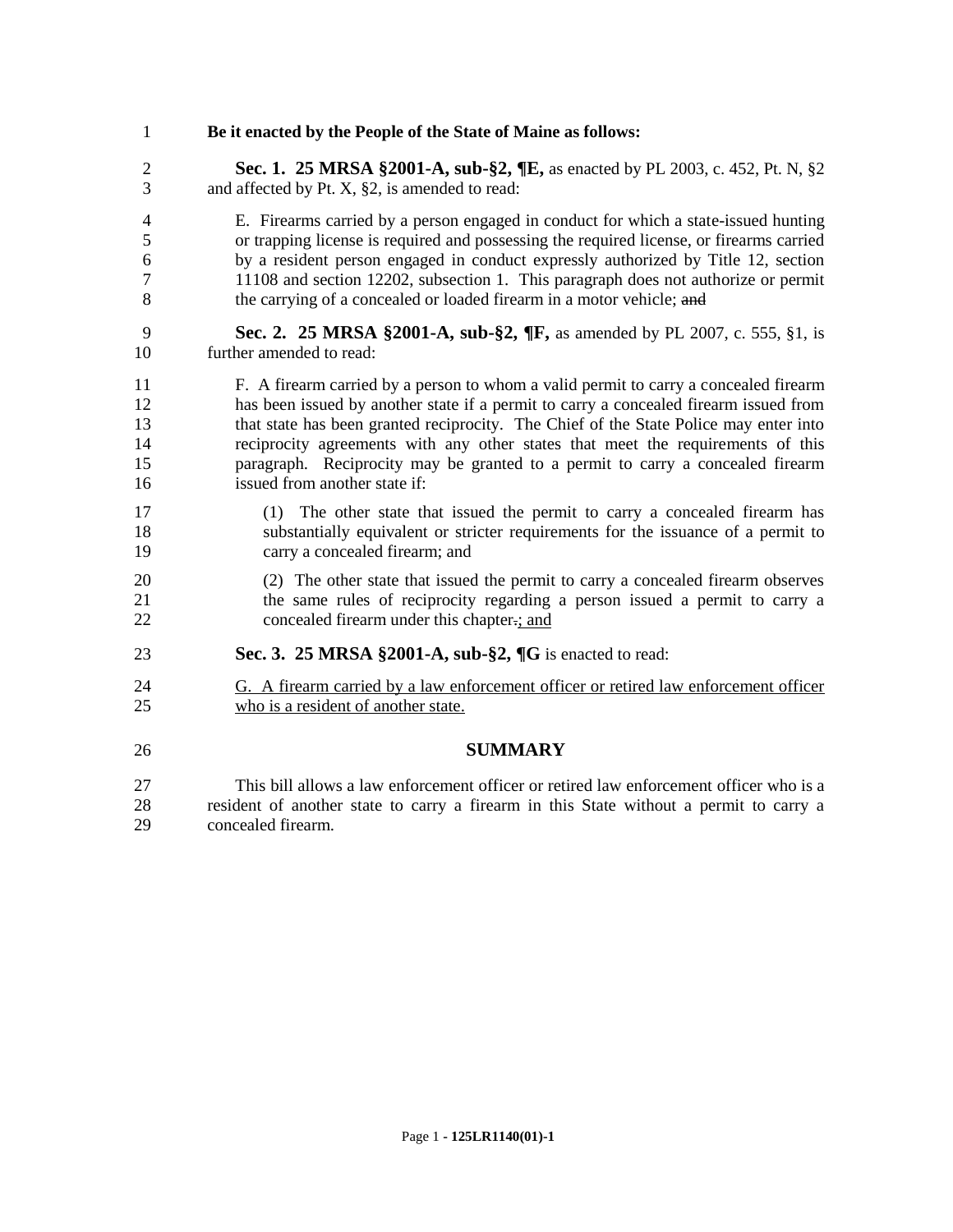**Be it enacted by the People of the State of Maine as follows:**

**Sec. 1. 25 MRSA §2001-A, sub-§2, ¶E,** as enacted by PL 2003, c. 452, Pt. N, §2 and affected by Pt. X, §2, is amended to read:

E. Firearms carried by a person engaged in conduct for which a state-issued hunting or trapping license is required and possessing the required license, or firearms carried by a resident person engaged in conduct expressly authorized by Title 12, section 11108 and section 12202, subsection 1. This paragraph does not authorize or permit the carrying of a concealed or loaded firearm in a motor vehicle; ~~and~~

**Sec. 2. 25 MRSA §2001-A, sub-§2, ¶F,** as amended by PL 2007, c. 555, §1, is further amended to read:

F. A firearm carried by a person to whom a valid permit to carry a concealed firearm has been issued by another state if a permit to carry a concealed firearm issued from that state has been granted reciprocity. The Chief of the State Police may enter into reciprocity agreements with any other states that meet the requirements of this paragraph. Reciprocity may be granted to a permit to carry a concealed firearm issued from another state if:

(1) The other state that issued the permit to carry a concealed firearm has substantially equivalent or stricter requirements for the issuance of a permit to carry a concealed firearm; and

(2) The other state that issued the permit to carry a concealed firearm observes the same rules of reciprocity regarding a person issued a permit to carry a concealed firearm under this chapter~~.~~<u>; and</u>

**Sec. 3. 25 MRSA §2001-A, sub-§2, ¶G** is enacted to read:

<u>G. A firearm carried by a law enforcement officer or retired law enforcement officer who is a resident of another state.</u>

## SUMMARY

This bill allows a law enforcement officer or retired law enforcement officer who is a resident of another state to carry a firearm in this State without a permit to carry a concealed firearm.